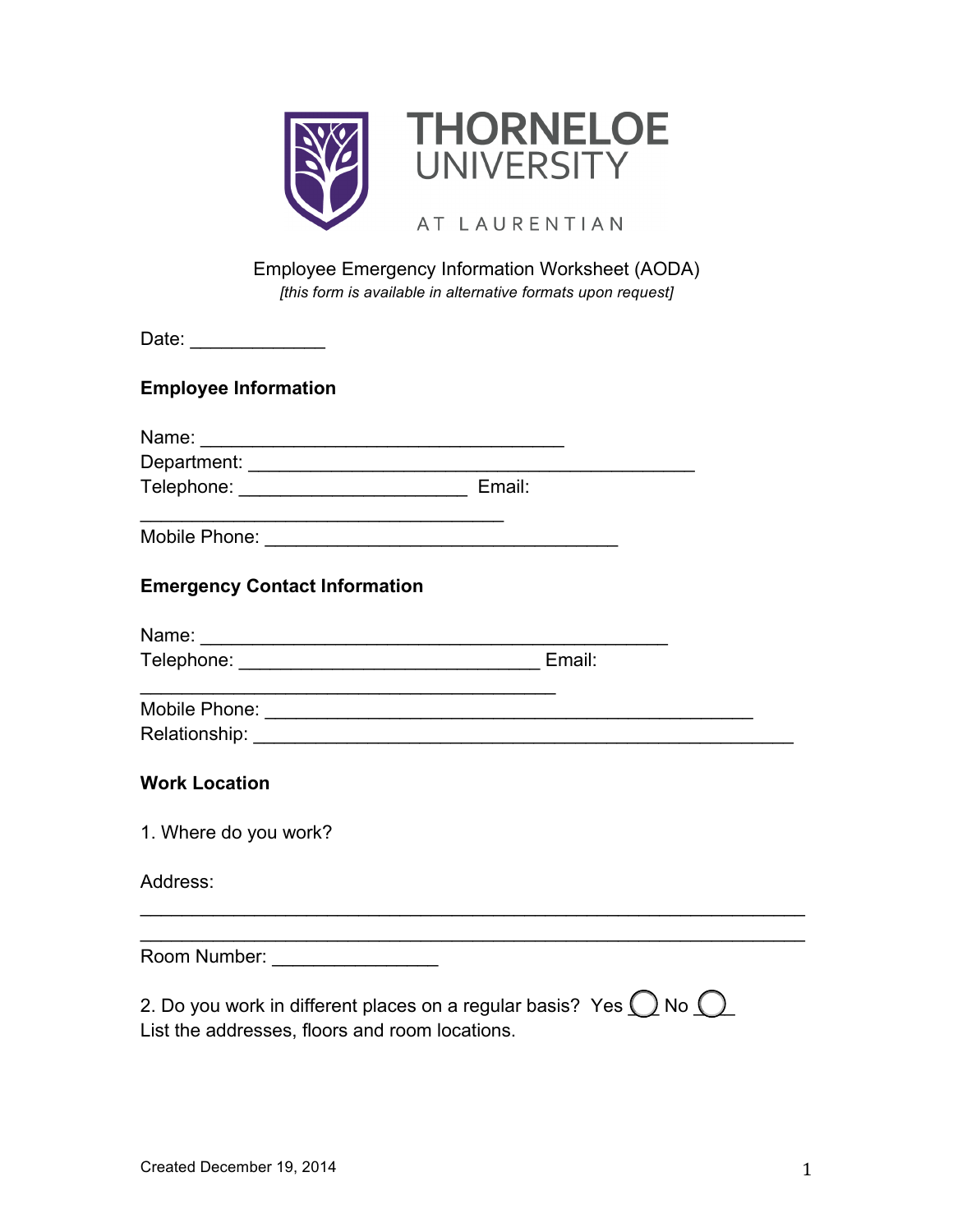THORNELOE UNIVERSITY

AT LAURENTIAN

Employee Emergency Information Worksheet (AODA)

*[this form is available in alternative formats upon request]*

Date: _____________

**Employee Information**

Name: ___________________________________

Department: ___________________________________________

Telephone: ______________________ Email: ___________________________________

Mobile Phone: __________________________________

**Emergency Contact Information**

Name: _____________________________________________

Telephone: _____________________________ Email: ________________________________________

Mobile Phone: _______________________________________________

Relationship: ____________________________________________________

**Work Location**

1. Where do you work?

Address: ________________________________________________________________

________________________________________________________________

Room Number: ________________

2. Do you work in different places on a regular basis? Yes ◯ No ◯

List the addresses, floors and room locations.

Created December 19, 2014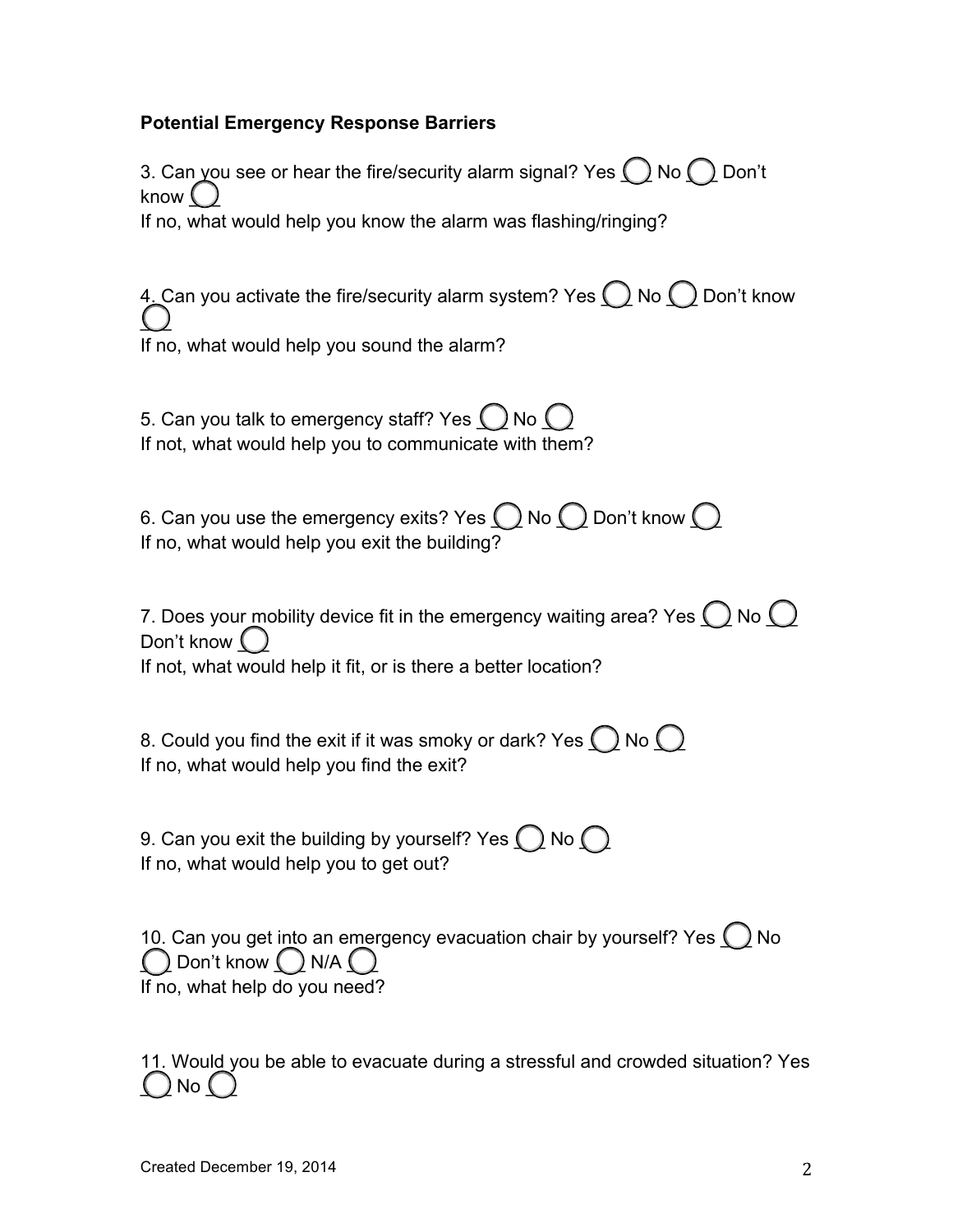**Potential Emergency Response Barriers**

3. Can you see or hear the fire/security alarm signal? Yes ◯ No ◯ Don't know ◯
If no, what would help you know the alarm was flashing/ringing?

4. Can you activate the fire/security alarm system? Yes ◯ No ◯ Don't know ◯
If no, what would help you sound the alarm?

5. Can you talk to emergency staff? Yes ◯ No ◯
If not, what would help you to communicate with them?

6. Can you use the emergency exits? Yes ◯ No ◯ Don't know ◯
If no, what would help you exit the building?

7. Does your mobility device fit in the emergency waiting area? Yes ◯ No ◯ Don't know ◯
If not, what would help it fit, or is there a better location?

8. Could you find the exit if it was smoky or dark? Yes ◯ No ◯
If no, what would help you find the exit?

9. Can you exit the building by yourself? Yes ◯ No ◯
If no, what would help you to get out?

10. Can you get into an emergency evacuation chair by yourself? Yes ◯ No ◯ Don't know ◯ N/A ◯
If no, what help do you need?

11. Would you be able to evacuate during a stressful and crowded situation? Yes ◯ No ◯

Created December 19, 2014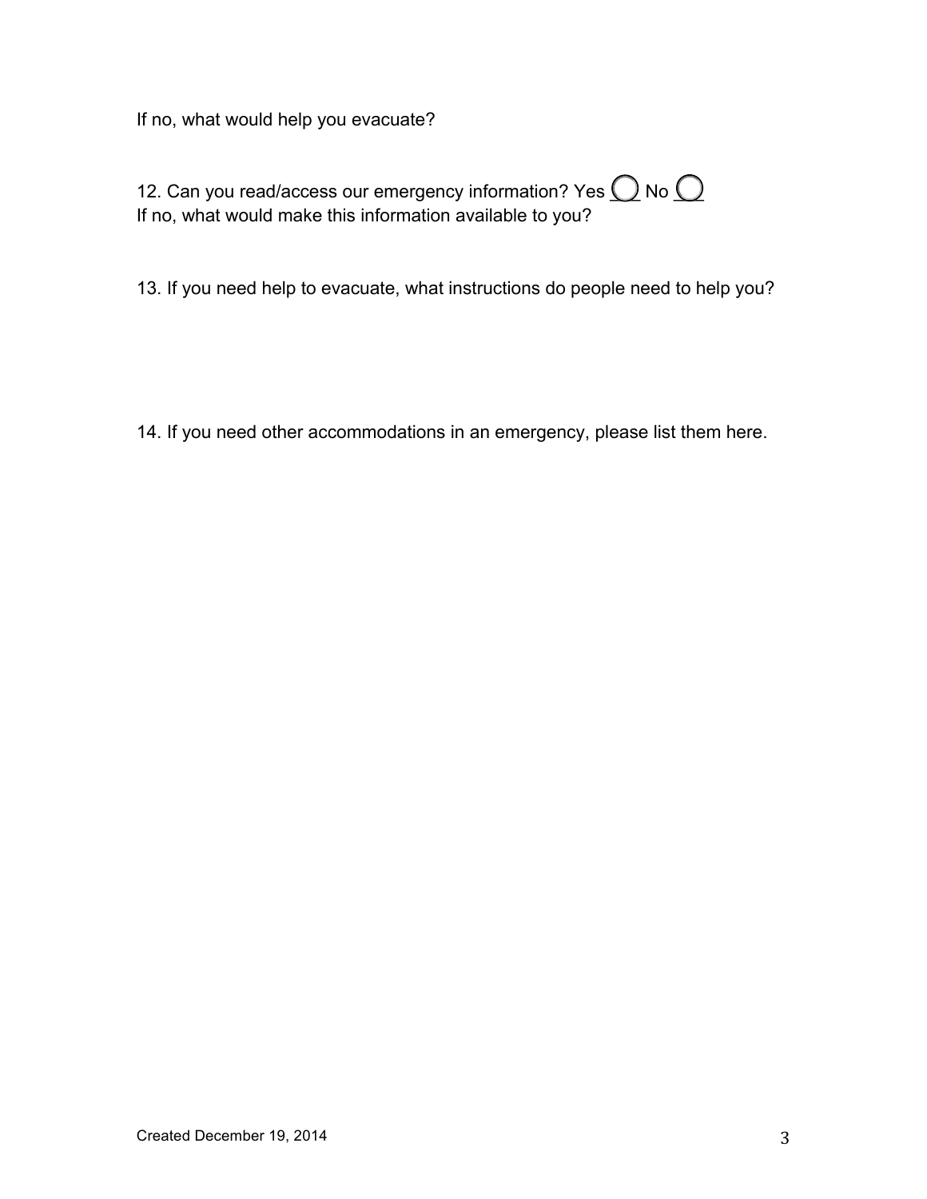If no, what would help you evacuate?

12. Can you read/access our emergency information? Yes ◯ No ◯
If no, what would make this information available to you?

13. If you need help to evacuate, what instructions do people need to help you?

14. If you need other accommodations in an emergency, please list them here.

Created December 19, 2014